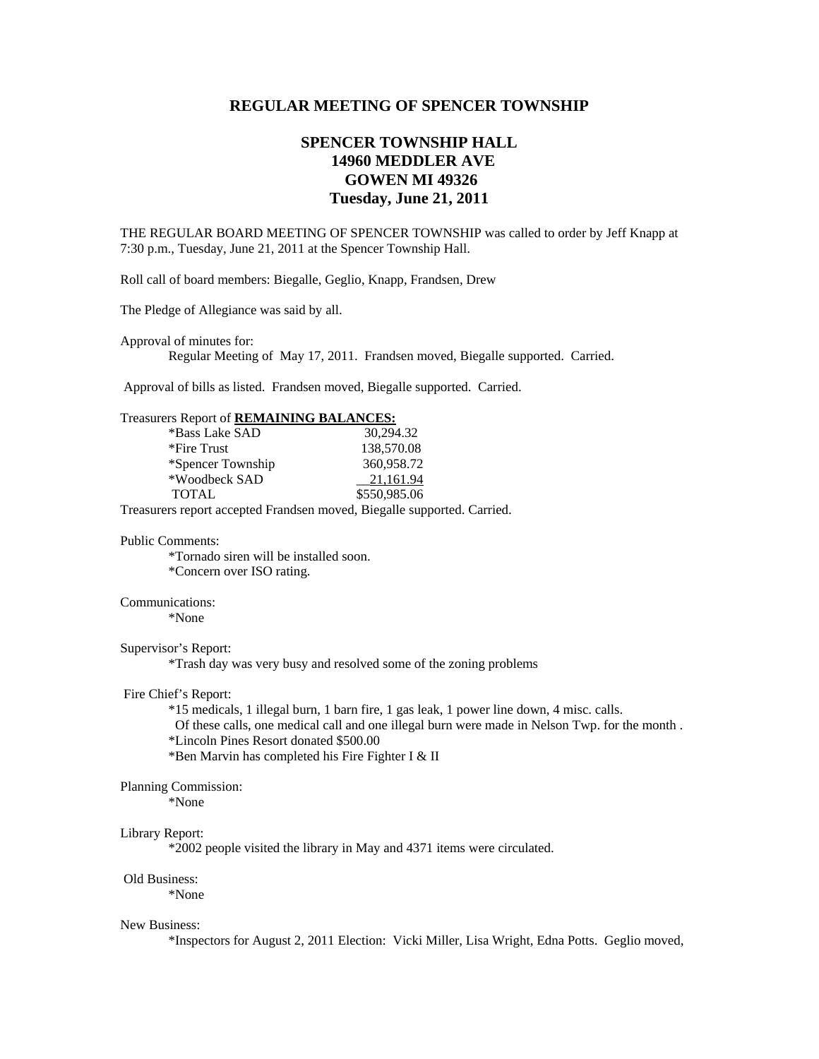# REGULAR MEETING OF SPENCER TOWNSHIP

## SPENCER TOWNSHIP HALL
## 14960 MEDDLER AVE
## GOWEN MI 49326
## Tuesday, June 21, 2011

THE REGULAR BOARD MEETING OF SPENCER TOWNSHIP was called to order by Jeff Knapp at 7:30 p.m., Tuesday, June 21, 2011 at the Spencer Township Hall.

Roll call of board members: Biegalle, Geglio, Knapp, Frandsen, Drew

The Pledge of Allegiance was said by all.

Approval of minutes for:

Regular Meeting of May 17, 2011. Frandsen moved, Biegalle supported. Carried.

Approval of bills as listed. Frandsen moved, Biegalle supported. Carried.

Treasurers Report of **REMAINING BALANCES:**

| | |
|---|---|
| *Bass Lake SAD | 30,294.32 |
| *Fire Trust | 138,570.08 |
| *Spencer Township | 360,958.72 |
| *Woodbeck SAD | 21,161.94 |
| TOTAL | $550,985.06 |

Treasurers report accepted Frandsen moved, Biegalle supported. Carried.

Public Comments:

*Tornado siren will be installed soon.
*Concern over ISO rating.

Communications:

*None

Supervisor's Report:

*Trash day was very busy and resolved some of the zoning problems

Fire Chief's Report:

*15 medicals, 1 illegal burn, 1 barn fire, 1 gas leak, 1 power line down, 4 misc. calls.
Of these calls, one medical call and one illegal burn were made in Nelson Twp. for the month .
*Lincoln Pines Resort donated $500.00
*Ben Marvin has completed his Fire Fighter I & II

Planning Commission:

*None

Library Report:

*2002 people visited the library in May and 4371 items were circulated.

Old Business:

*None

New Business:

*Inspectors for August 2, 2011 Election: Vicki Miller, Lisa Wright, Edna Potts. Geglio moved,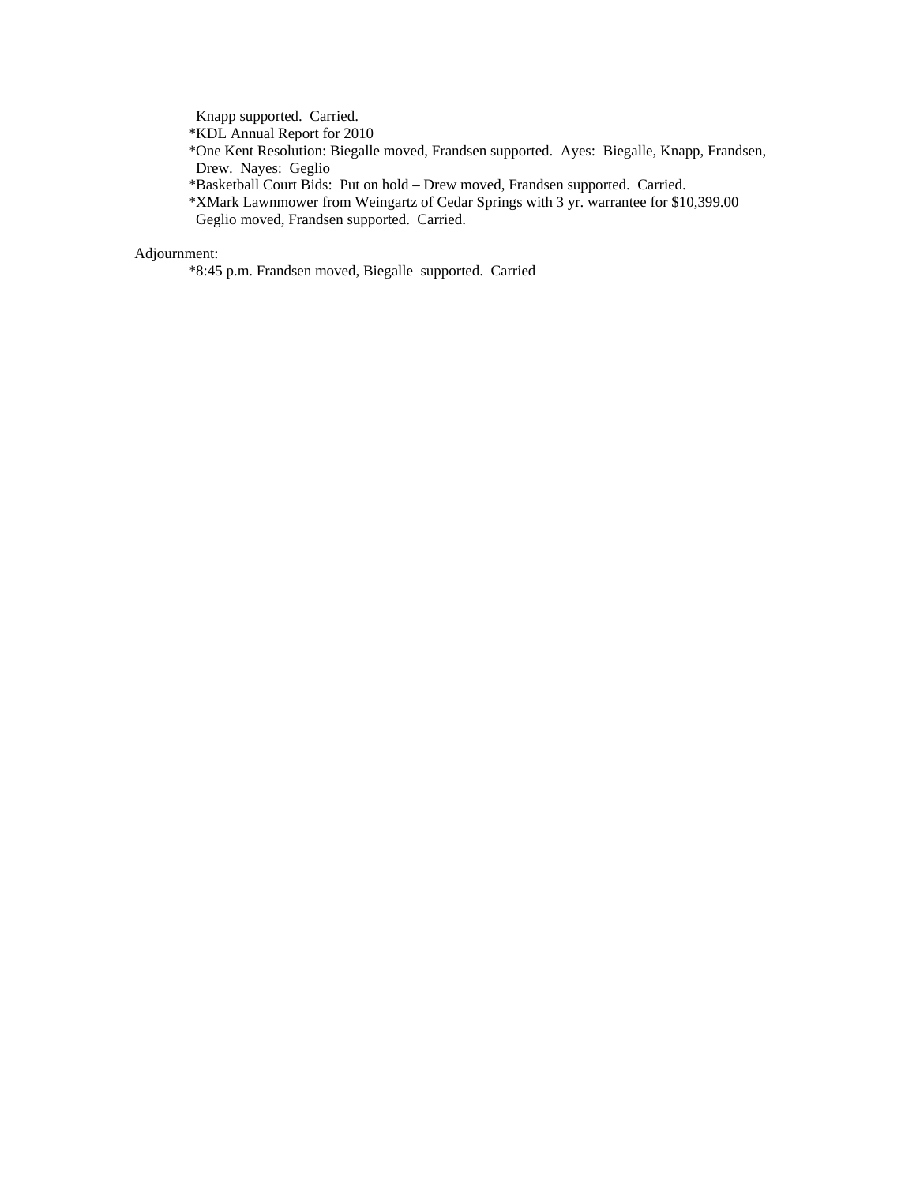Knapp supported. Carried.

*KDL Annual Report for 2010

*One Kent Resolution: Biegalle moved, Frandsen supported. Ayes: Biegalle, Knapp, Frandsen, Drew. Nayes: Geglio

*Basketball Court Bids: Put on hold – Drew moved, Frandsen supported. Carried.

*XMark Lawnmower from Weingartz of Cedar Springs with 3 yr. warrantee for $10,399.00 Geglio moved, Frandsen supported. Carried.

Adjournment:

*8:45 p.m. Frandsen moved, Biegalle supported. Carried